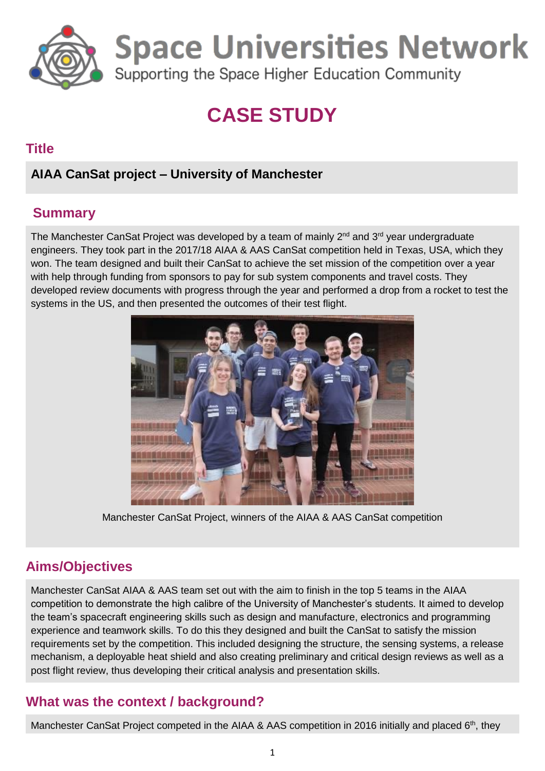# Space Universities Network

Supporting the Space Higher Education Community

# CASE STUDY

## Title

**AIAA CanSat project – University of Manchester**

## Summary

The Manchester CanSat Project was developed by a team of mainly 2nd and 3rd year undergraduate engineers. They took part in the 2017/18 AIAA & AAS CanSat competition held in Texas, USA, which they won. The team designed and built their CanSat to achieve the set mission of the competition over a year with help through funding from sponsors to pay for sub system components and travel costs. They developed review documents with progress through the year and performed a drop from a rocket to test the systems in the US, and then presented the outcomes of their test flight.

Manchester CanSat Project, winners of the AIAA & AAS CanSat competition

## Aims/Objectives

Manchester CanSat AIAA & AAS team set out with the aim to finish in the top 5 teams in the AIAA competition to demonstrate the high calibre of the University of Manchester's students. It aimed to develop the team's spacecraft engineering skills such as design and manufacture, electronics and programming experience and teamwork skills. To do this they designed and built the CanSat to satisfy the mission requirements set by the competition. This included designing the structure, the sensing systems, a release mechanism, a deployable heat shield and also creating preliminary and critical design reviews as well as a post flight review, thus developing their critical analysis and presentation skills.

## What was the context / background?

Manchester CanSat Project competed in the AIAA & AAS competition in 2016 initially and placed 6th, they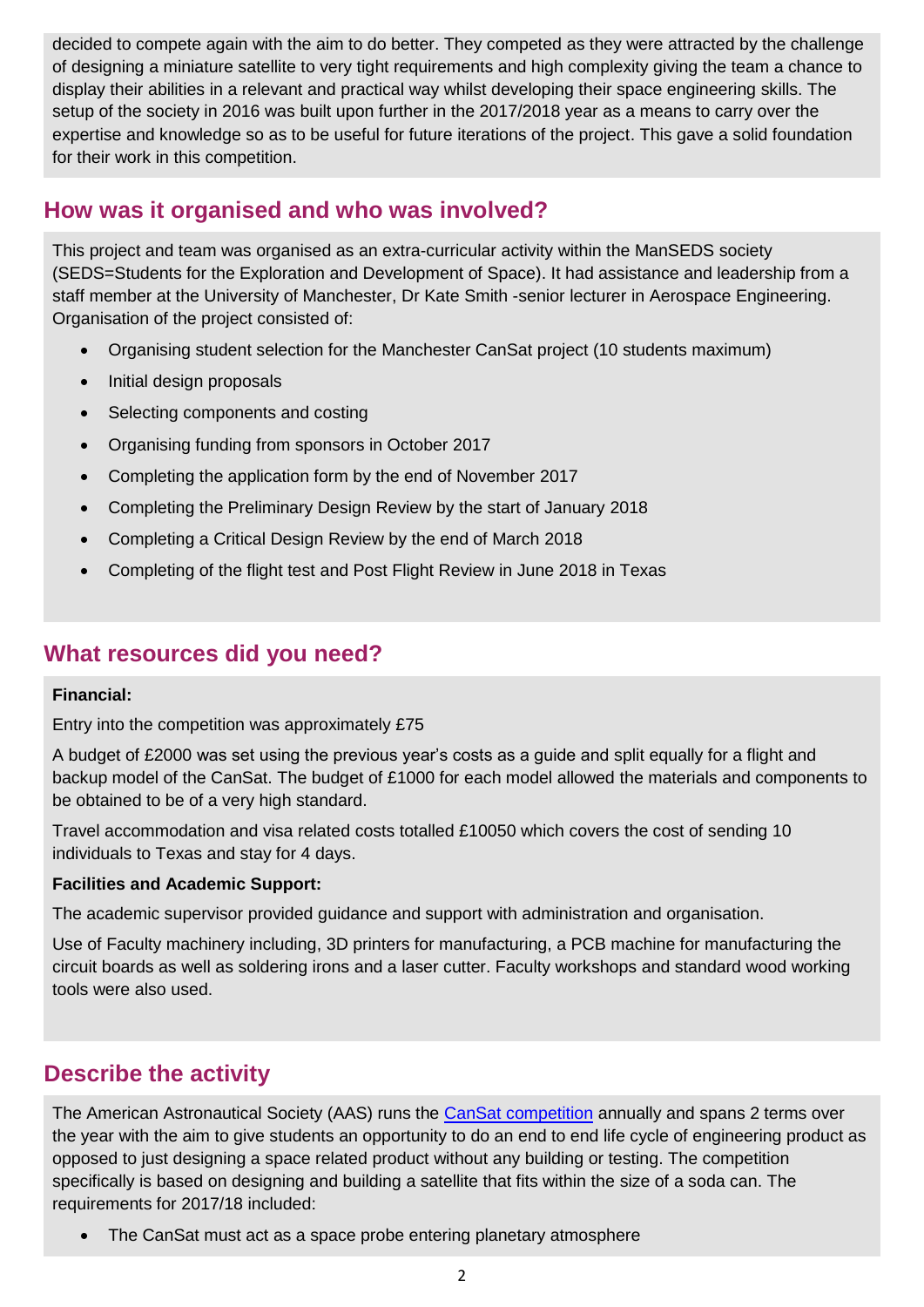decided to compete again with the aim to do better. They competed as they were attracted by the challenge of designing a miniature satellite to very tight requirements and high complexity giving the team a chance to display their abilities in a relevant and practical way whilst developing their space engineering skills. The setup of the society in 2016 was built upon further in the 2017/2018 year as a means to carry over the expertise and knowledge so as to be useful for future iterations of the project. This gave a solid foundation for their work in this competition.

## How was it organised and who was involved?

This project and team was organised as an extra-curricular activity within the ManSEDS society (SEDS=Students for the Exploration and Development of Space). It had assistance and leadership from a staff member at the University of Manchester, Dr Kate Smith -senior lecturer in Aerospace Engineering. Organisation of the project consisted of:

- Organising student selection for the Manchester CanSat project (10 students maximum)
- Initial design proposals
- Selecting components and costing
- Organising funding from sponsors in October 2017
- Completing the application form by the end of November 2017
- Completing the Preliminary Design Review by the start of January 2018
- Completing a Critical Design Review by the end of March 2018
- Completing of the flight test and Post Flight Review in June 2018 in Texas

## What resources did you need?

**Financial:**

Entry into the competition was approximately £75

A budget of £2000 was set using the previous year's costs as a guide and split equally for a flight and backup model of the CanSat. The budget of £1000 for each model allowed the materials and components to be obtained to be of a very high standard.

Travel accommodation and visa related costs totalled £10050 which covers the cost of sending 10 individuals to Texas and stay for 4 days.

**Facilities and Academic Support:**

The academic supervisor provided guidance and support with administration and organisation.

Use of Faculty machinery including, 3D printers for manufacturing, a PCB machine for manufacturing the circuit boards as well as soldering irons and a laser cutter. Faculty workshops and standard wood working tools were also used.

## Describe the activity

The American Astronautical Society (AAS) runs the [CanSat competition]() annually and spans 2 terms over the year with the aim to give students an opportunity to do an end to end life cycle of engineering product as opposed to just designing a space related product without any building or testing. The competition specifically is based on designing and building a satellite that fits within the size of a soda can. The requirements for 2017/18 included:

- The CanSat must act as a space probe entering planetary atmosphere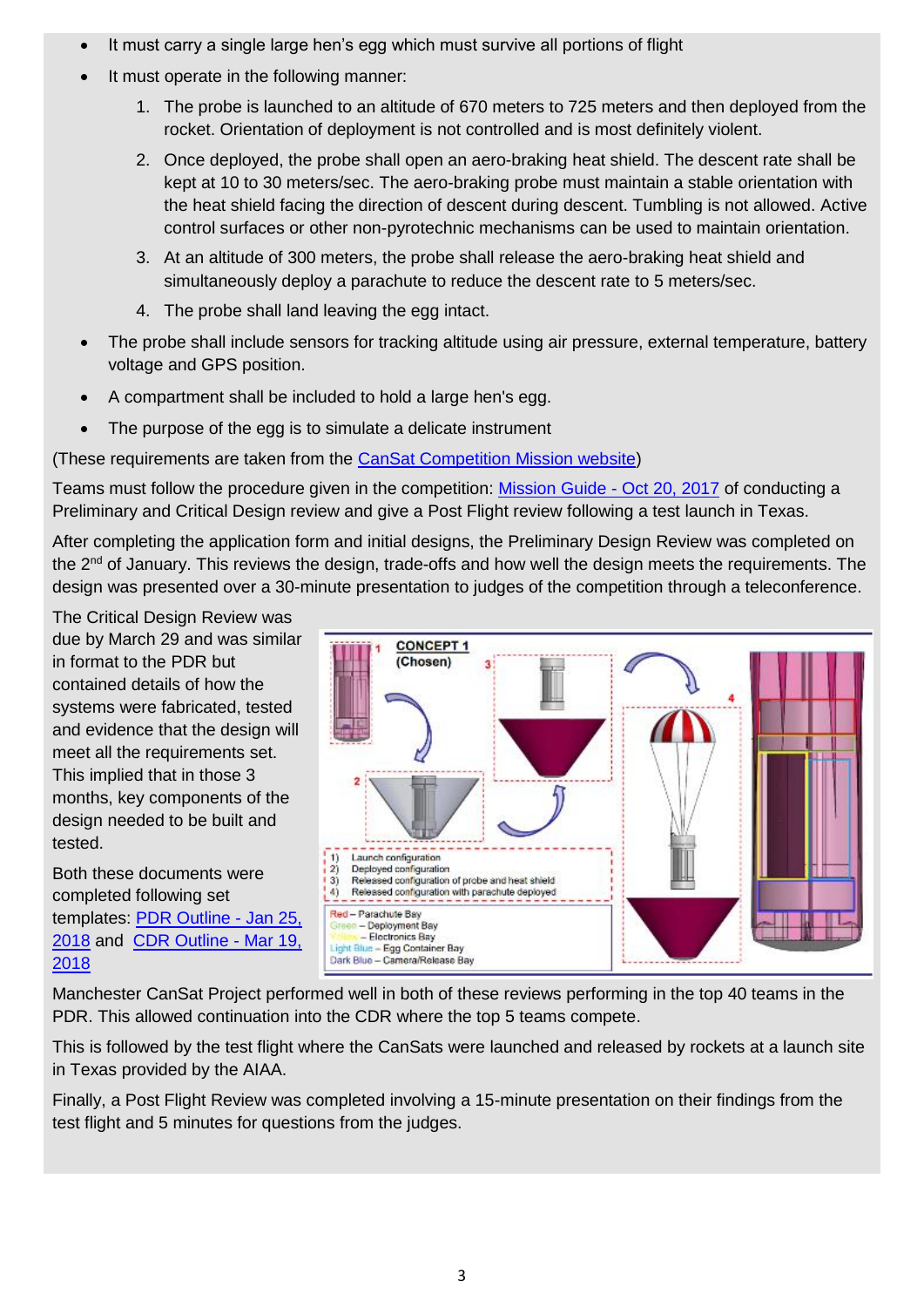- It must carry a single large hen's egg which must survive all portions of flight
- It must operate in the following manner:
    1. The probe is launched to an altitude of 670 meters to 725 meters and then deployed from the rocket. Orientation of deployment is not controlled and is most definitely violent.
    2. Once deployed, the probe shall open an aero-braking heat shield. The descent rate shall be kept at 10 to 30 meters/sec. The aero-braking probe must maintain a stable orientation with the heat shield facing the direction of descent during descent. Tumbling is not allowed. Active control surfaces or other non-pyrotechnic mechanisms can be used to maintain orientation.
    3. At an altitude of 300 meters, the probe shall release the aero-braking heat shield and simultaneously deploy a parachute to reduce the descent rate to 5 meters/sec.
    4. The probe shall land leaving the egg intact.
- The probe shall include sensors for tracking altitude using air pressure, external temperature, battery voltage and GPS position.
- A compartment shall be included to hold a large hen's egg.
- The purpose of the egg is to simulate a delicate instrument

(These requirements are taken from the CanSat Competition Mission website)

Teams must follow the procedure given in the competition: Mission Guide - Oct 20, 2017 of conducting a Preliminary and Critical Design review and give a Post Flight review following a test launch in Texas.

After completing the application form and initial designs, the Preliminary Design Review was completed on the 2nd of January. This reviews the design, trade-offs and how well the design meets the requirements. The design was presented over a 30-minute presentation to judges of the competition through a teleconference.

The Critical Design Review was due by March 29 and was similar in format to the PDR but contained details of how the systems were fabricated, tested and evidence that the design will meet all the requirements set. This implied that in those 3 months, key components of the design needed to be built and tested.

Both these documents were completed following set templates: PDR Outline - Jan 25, 2018 and CDR Outline - Mar 19, 2018

CONCEPT 1 (Chosen)

1) Launch configuration
2) Deployed configuration
3) Released configuration of probe and heat shield
4) Released configuration with parachute deployed

Red – Parachute Bay
Green – Deployment Bay
Yellow – Electronics Bay
Light Blue – Egg Container Bay
Dark Blue – Camera/Release Bay

Manchester CanSat Project performed well in both of these reviews performing in the top 40 teams in the PDR. This allowed continuation into the CDR where the top 5 teams compete.

This is followed by the test flight where the CanSats were launched and released by rockets at a launch site in Texas provided by the AIAA.

Finally, a Post Flight Review was completed involving a 15-minute presentation on their findings from the test flight and 5 minutes for questions from the judges.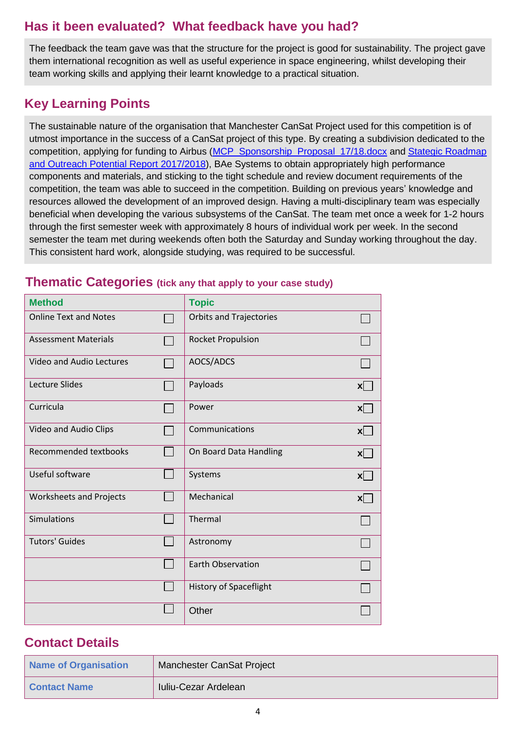## Has it been evaluated? What feedback have you had?

The feedback the team gave was that the structure for the project is good for sustainability. The project gave them international recognition as well as useful experience in space engineering, whilst developing their team working skills and applying their learnt knowledge to a practical situation.

## Key Learning Points

The sustainable nature of the organisation that Manchester CanSat Project used for this competition is of utmost importance in the success of a CanSat project of this type. By creating a subdivision dedicated to the competition, applying for funding to Airbus (MCP_Sponsorship_Proposal_17/18.docx and Stategic Roadmap and Outreach Potential Report 2017/2018), BAe Systems to obtain appropriately high performance components and materials, and sticking to the tight schedule and review document requirements of the competition, the team was able to succeed in the competition. Building on previous years' knowledge and resources allowed the development of an improved design. Having a multi-disciplinary team was especially beneficial when developing the various subsystems of the CanSat. The team met once a week for 1-2 hours through the first semester week with approximately 8 hours of individual work per week. In the second semester the team met during weekends often both the Saturday and Sunday working throughout the day. This consistent hard work, alongside studying, was required to be successful.

## Thematic Categories (tick any that apply to your case study)

| Method | | Topic | |
|---|---|---|---|
| Online Text and Notes | ☐ | Orbits and Trajectories | ☐ |
| Assessment Materials | ☐ | Rocket Propulsion | ☐ |
| Video and Audio Lectures | ☐ | AOCS/ADCS | ☐ |
| Lecture Slides | ☐ | Payloads | x☐ |
| Curricula | ☐ | Power | x☐ |
| Video and Audio Clips | ☐ | Communications | x☐ |
| Recommended textbooks | ☐ | On Board Data Handling | x☐ |
| Useful software | ☐ | Systems | x☐ |
| Worksheets and Projects | ☐ | Mechanical | x☐ |
| Simulations | ☐ | Thermal | ☐ |
| Tutors' Guides | ☐ | Astronomy | ☐ |
| | ☐ | Earth Observation | ☐ |
| | ☐ | History of Spaceflight | ☐ |
| | ☐ | Other | ☐ |

## Contact Details

| Name of Organisation | Manchester CanSat Project |
|---|---|
| Contact Name | Iuliu-Cezar Ardelean |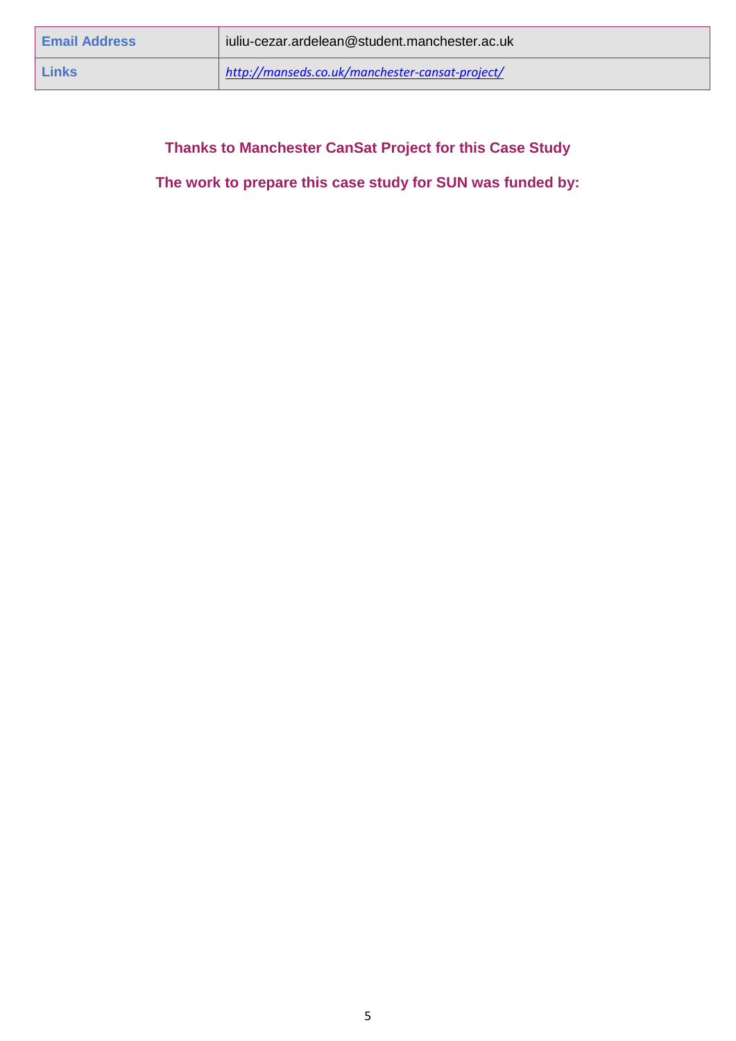| | |
|---|---|
| **Email Address** | iuliu-cezar.ardelean@student.manchester.ac.uk |
| **Links** | *http://manseds.co.uk/manchester-cansat-project/* |

**Thanks to Manchester CanSat Project for this Case Study**

**The work to prepare this case study for SUN was funded by:**